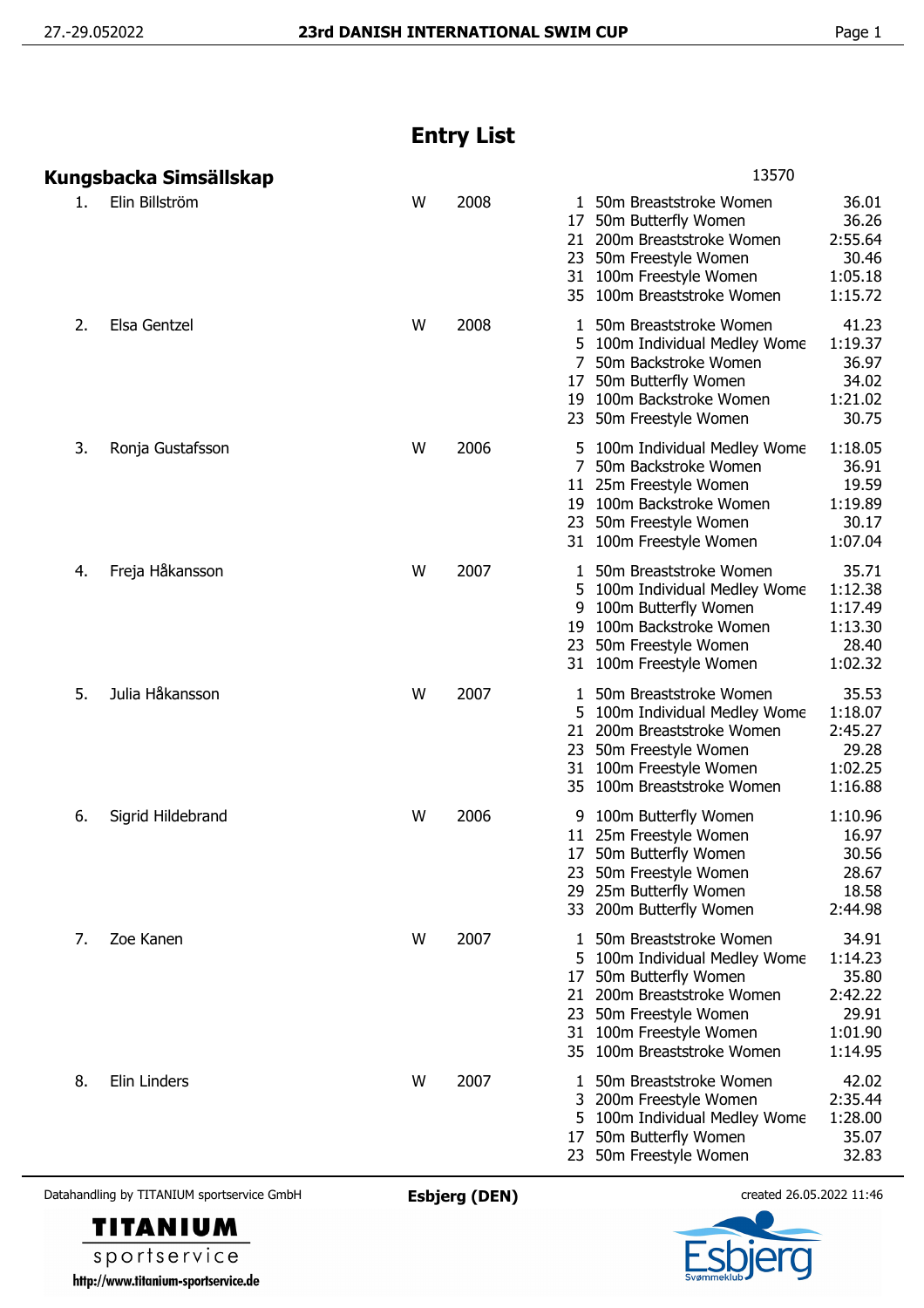# Entry List

## Kungsbacka Simsällskap

13570

| No. | Name | Sex | Year | Event | Event name | Entry time |
|---|---|---|---|---|---|---|
| 1. | Elin Billström | W | 2008 | 1 | 50m Breaststroke Women | 36.01 |
| | | | | 17 | 50m Butterfly Women | 36.26 |
| | | | | 21 | 200m Breaststroke Women | 2:55.64 |
| | | | | 23 | 50m Freestyle Women | 30.46 |
| | | | | 31 | 100m Freestyle Women | 1:05.18 |
| | | | | 35 | 100m Breaststroke Women | 1:15.72 |
| 2. | Elsa Gentzel | W | 2008 | 1 | 50m Breaststroke Women | 41.23 |
| | | | | 5 | 100m Individual Medley Wome | 1:19.37 |
| | | | | 7 | 50m Backstroke Women | 36.97 |
| | | | | 17 | 50m Butterfly Women | 34.02 |
| | | | | 19 | 100m Backstroke Women | 1:21.02 |
| | | | | 23 | 50m Freestyle Women | 30.75 |
| 3. | Ronja Gustafsson | W | 2006 | 5 | 100m Individual Medley Wome | 1:18.05 |
| | | | | 7 | 50m Backstroke Women | 36.91 |
| | | | | 11 | 25m Freestyle Women | 19.59 |
| | | | | 19 | 100m Backstroke Women | 1:19.89 |
| | | | | 23 | 50m Freestyle Women | 30.17 |
| | | | | 31 | 100m Freestyle Women | 1:07.04 |
| 4. | Freja Håkansson | W | 2007 | 1 | 50m Breaststroke Women | 35.71 |
| | | | | 5 | 100m Individual Medley Wome | 1:12.38 |
| | | | | 9 | 100m Butterfly Women | 1:17.49 |
| | | | | 19 | 100m Backstroke Women | 1:13.30 |
| | | | | 23 | 50m Freestyle Women | 28.40 |
| | | | | 31 | 100m Freestyle Women | 1:02.32 |
| 5. | Julia Håkansson | W | 2007 | 1 | 50m Breaststroke Women | 35.53 |
| | | | | 5 | 100m Individual Medley Wome | 1:18.07 |
| | | | | 21 | 200m Breaststroke Women | 2:45.27 |
| | | | | 23 | 50m Freestyle Women | 29.28 |
| | | | | 31 | 100m Freestyle Women | 1:02.25 |
| | | | | 35 | 100m Breaststroke Women | 1:16.88 |
| 6. | Sigrid Hildebrand | W | 2006 | 9 | 100m Butterfly Women | 1:10.96 |
| | | | | 11 | 25m Freestyle Women | 16.97 |
| | | | | 17 | 50m Butterfly Women | 30.56 |
| | | | | 23 | 50m Freestyle Women | 28.67 |
| | | | | 29 | 25m Butterfly Women | 18.58 |
| | | | | 33 | 200m Butterfly Women | 2:44.98 |
| 7. | Zoe Kanen | W | 2007 | 1 | 50m Breaststroke Women | 34.91 |
| | | | | 5 | 100m Individual Medley Wome | 1:14.23 |
| | | | | 17 | 50m Butterfly Women | 35.80 |
| | | | | 21 | 200m Breaststroke Women | 2:42.22 |
| | | | | 23 | 50m Freestyle Women | 29.91 |
| | | | | 31 | 100m Freestyle Women | 1:01.90 |
| | | | | 35 | 100m Breaststroke Women | 1:14.95 |
| 8. | Elin Linders | W | 2007 | 1 | 50m Breaststroke Women | 42.02 |
| | | | | 3 | 200m Freestyle Women | 2:35.44 |
| | | | | 5 | 100m Individual Medley Wome | 1:28.00 |
| | | | | 17 | 50m Butterfly Women | 35.07 |
| | | | | 23 | 50m Freestyle Women | 32.83 |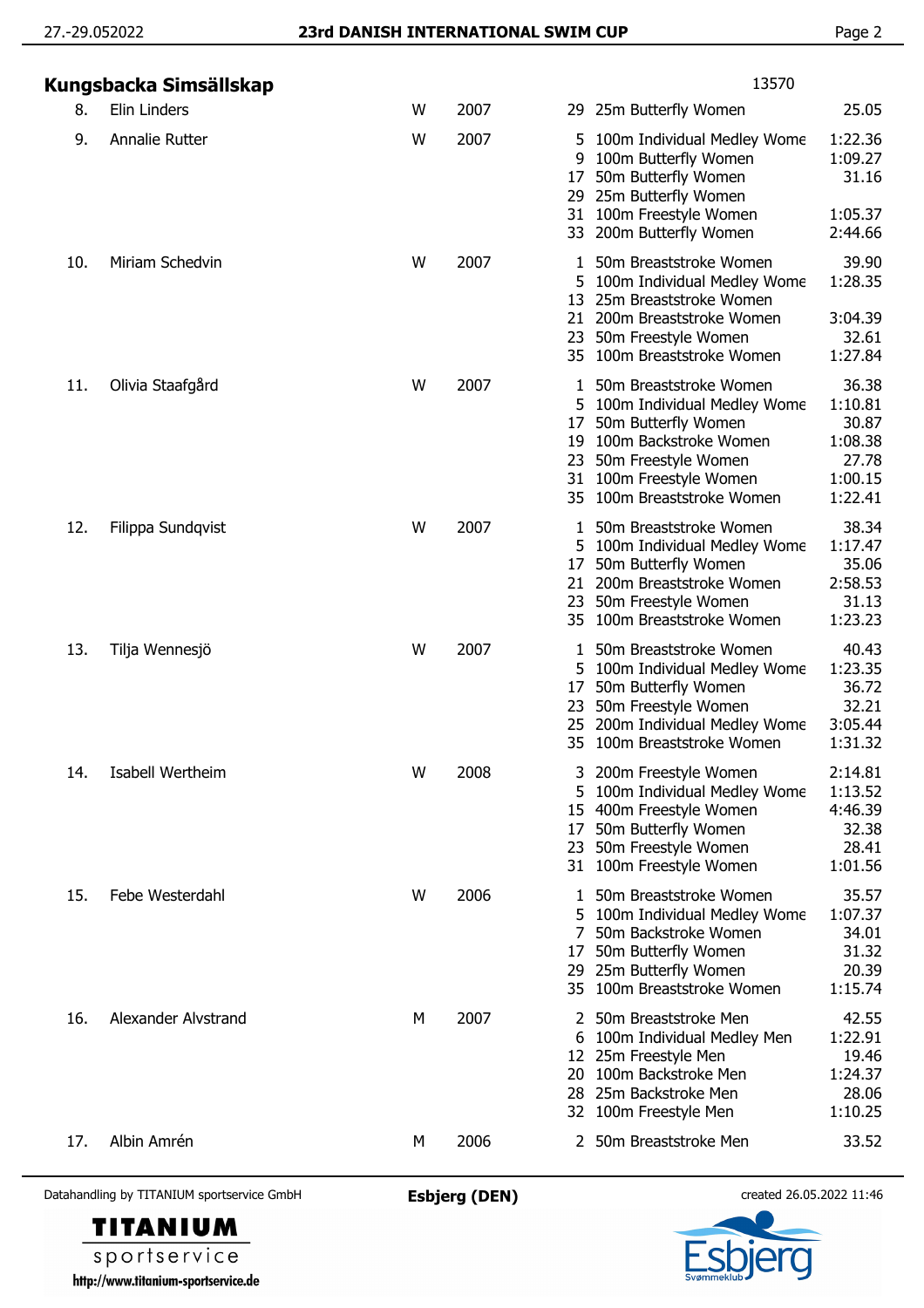## Kungsbacka Simsällskap

13570

| No. | Name | Sex | Year | Event | Event name | Time |
|---|---|---|---|---|---|---|
| 8. | Elin Linders | W | 2007 | 29 | 25m Butterfly Women | 25.05 |
| 9. | Annalie Rutter | W | 2007 | 5 | 100m Individual Medley Wome | 1:22.36 |
| | | | | 9 | 100m Butterfly Women | 1:09.27 |
| | | | | 17 | 50m Butterfly Women | 31.16 |
| | | | | 29 | 25m Butterfly Women | |
| | | | | 31 | 100m Freestyle Women | 1:05.37 |
| | | | | 33 | 200m Butterfly Women | 2:44.66 |
| 10. | Miriam Schedvin | W | 2007 | 1 | 50m Breaststroke Women | 39.90 |
| | | | | 5 | 100m Individual Medley Wome | 1:28.35 |
| | | | | 13 | 25m Breaststroke Women | |
| | | | | 21 | 200m Breaststroke Women | 3:04.39 |
| | | | | 23 | 50m Freestyle Women | 32.61 |
| | | | | 35 | 100m Breaststroke Women | 1:27.84 |
| 11. | Olivia Staafgård | W | 2007 | 1 | 50m Breaststroke Women | 36.38 |
| | | | | 5 | 100m Individual Medley Wome | 1:10.81 |
| | | | | 17 | 50m Butterfly Women | 30.87 |
| | | | | 19 | 100m Backstroke Women | 1:08.38 |
| | | | | 23 | 50m Freestyle Women | 27.78 |
| | | | | 31 | 100m Freestyle Women | 1:00.15 |
| | | | | 35 | 100m Breaststroke Women | 1:22.41 |
| 12. | Filippa Sundqvist | W | 2007 | 1 | 50m Breaststroke Women | 38.34 |
| | | | | 5 | 100m Individual Medley Wome | 1:17.47 |
| | | | | 17 | 50m Butterfly Women | 35.06 |
| | | | | 21 | 200m Breaststroke Women | 2:58.53 |
| | | | | 23 | 50m Freestyle Women | 31.13 |
| | | | | 35 | 100m Breaststroke Women | 1:23.23 |
| 13. | Tilja Wennesjö | W | 2007 | 1 | 50m Breaststroke Women | 40.43 |
| | | | | 5 | 100m Individual Medley Wome | 1:23.35 |
| | | | | 17 | 50m Butterfly Women | 36.72 |
| | | | | 23 | 50m Freestyle Women | 32.21 |
| | | | | 25 | 200m Individual Medley Wome | 3:05.44 |
| | | | | 35 | 100m Breaststroke Women | 1:31.32 |
| 14. | Isabell Wertheim | W | 2008 | 3 | 200m Freestyle Women | 2:14.81 |
| | | | | 5 | 100m Individual Medley Wome | 1:13.52 |
| | | | | 15 | 400m Freestyle Women | 4:46.39 |
| | | | | 17 | 50m Butterfly Women | 32.38 |
| | | | | 23 | 50m Freestyle Women | 28.41 |
| | | | | 31 | 100m Freestyle Women | 1:01.56 |
| 15. | Febe Westerdahl | W | 2006 | 1 | 50m Breaststroke Women | 35.57 |
| | | | | 5 | 100m Individual Medley Wome | 1:07.37 |
| | | | | 7 | 50m Backstroke Women | 34.01 |
| | | | | 17 | 50m Butterfly Women | 31.32 |
| | | | | 29 | 25m Butterfly Women | 20.39 |
| | | | | 35 | 100m Breaststroke Women | 1:15.74 |
| 16. | Alexander Alvstrand | M | 2007 | 2 | 50m Breaststroke Men | 42.55 |
| | | | | 6 | 100m Individual Medley Men | 1:22.91 |
| | | | | 12 | 25m Freestyle Men | 19.46 |
| | | | | 20 | 100m Backstroke Men | 1:24.37 |
| | | | | 28 | 25m Backstroke Men | 28.06 |
| | | | | 32 | 100m Freestyle Men | 1:10.25 |
| 17. | Albin Amrén | M | 2006 | 2 | 50m Breaststroke Men | 33.52 |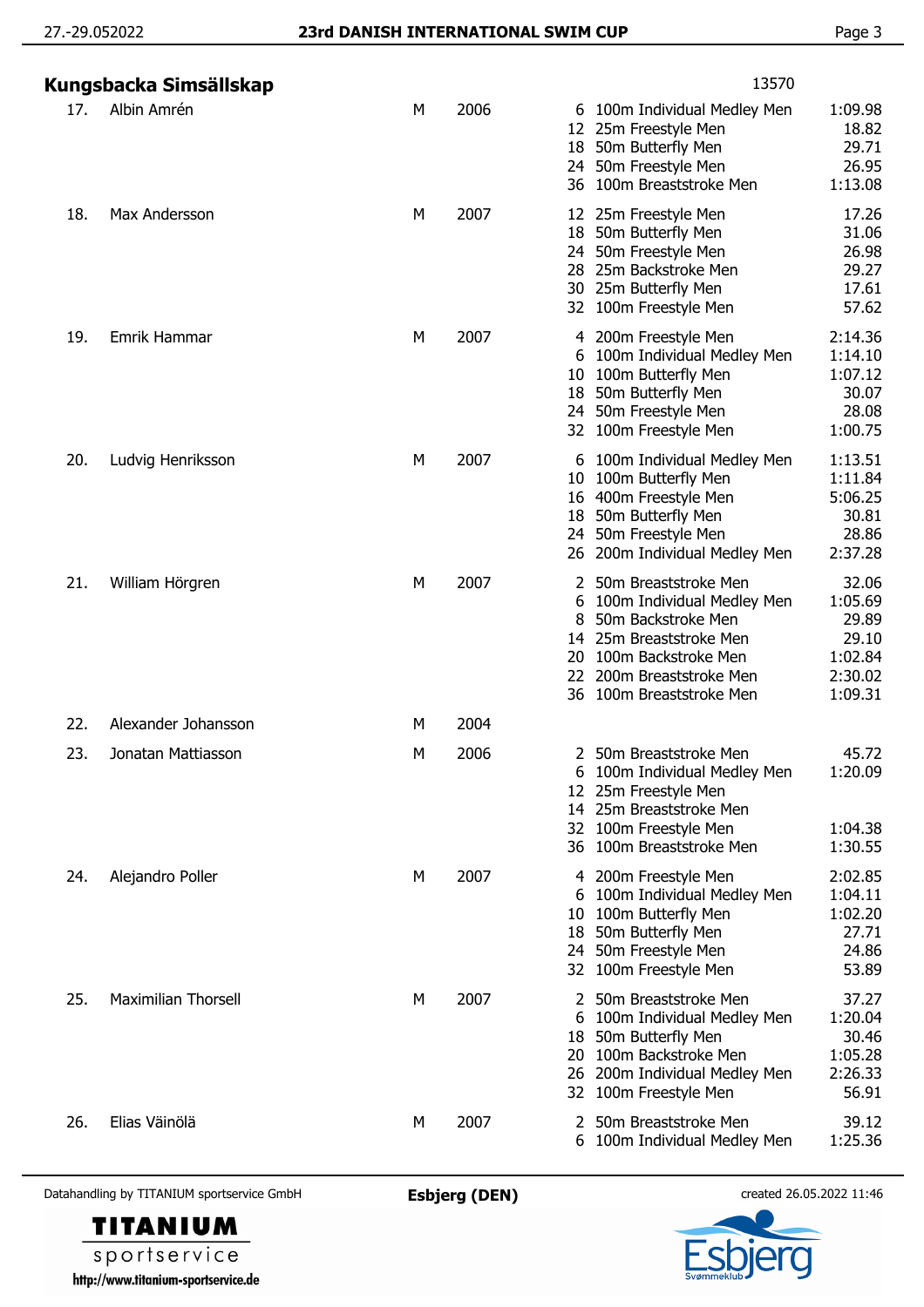## Kungsbacka Simsällskap

13570

| No. | Name | Sex | Year | Event | Event name | Time |
|---|---|---|---|---|---|---|
| 17. | Albin Amrén | M | 2006 | 6 | 100m Individual Medley Men | 1:09.98 |
| | | | | 12 | 25m Freestyle Men | 18.82 |
| | | | | 18 | 50m Butterfly Men | 29.71 |
| | | | | 24 | 50m Freestyle Men | 26.95 |
| | | | | 36 | 100m Breaststroke Men | 1:13.08 |
| 18. | Max Andersson | M | 2007 | 12 | 25m Freestyle Men | 17.26 |
| | | | | 18 | 50m Butterfly Men | 31.06 |
| | | | | 24 | 50m Freestyle Men | 26.98 |
| | | | | 28 | 25m Backstroke Men | 29.27 |
| | | | | 30 | 25m Butterfly Men | 17.61 |
| | | | | 32 | 100m Freestyle Men | 57.62 |
| 19. | Emrik Hammar | M | 2007 | 4 | 200m Freestyle Men | 2:14.36 |
| | | | | 6 | 100m Individual Medley Men | 1:14.10 |
| | | | | 10 | 100m Butterfly Men | 1:07.12 |
| | | | | 18 | 50m Butterfly Men | 30.07 |
| | | | | 24 | 50m Freestyle Men | 28.08 |
| | | | | 32 | 100m Freestyle Men | 1:00.75 |
| 20. | Ludvig Henriksson | M | 2007 | 6 | 100m Individual Medley Men | 1:13.51 |
| | | | | 10 | 100m Butterfly Men | 1:11.84 |
| | | | | 16 | 400m Freestyle Men | 5:06.25 |
| | | | | 18 | 50m Butterfly Men | 30.81 |
| | | | | 24 | 50m Freestyle Men | 28.86 |
| | | | | 26 | 200m Individual Medley Men | 2:37.28 |
| 21. | William Hörgren | M | 2007 | 2 | 50m Breaststroke Men | 32.06 |
| | | | | 6 | 100m Individual Medley Men | 1:05.69 |
| | | | | 8 | 50m Backstroke Men | 29.89 |
| | | | | 14 | 25m Breaststroke Men | 29.10 |
| | | | | 20 | 100m Backstroke Men | 1:02.84 |
| | | | | 22 | 200m Breaststroke Men | 2:30.02 |
| | | | | 36 | 100m Breaststroke Men | 1:09.31 |
| 22. | Alexander Johansson | M | 2004 | | | |
| 23. | Jonatan Mattiasson | M | 2006 | 2 | 50m Breaststroke Men | 45.72 |
| | | | | 6 | 100m Individual Medley Men | 1:20.09 |
| | | | | 12 | 25m Freestyle Men | |
| | | | | 14 | 25m Breaststroke Men | |
| | | | | 32 | 100m Freestyle Men | 1:04.38 |
| | | | | 36 | 100m Breaststroke Men | 1:30.55 |
| 24. | Alejandro Poller | M | 2007 | 4 | 200m Freestyle Men | 2:02.85 |
| | | | | 6 | 100m Individual Medley Men | 1:04.11 |
| | | | | 10 | 100m Butterfly Men | 1:02.20 |
| | | | | 18 | 50m Butterfly Men | 27.71 |
| | | | | 24 | 50m Freestyle Men | 24.86 |
| | | | | 32 | 100m Freestyle Men | 53.89 |
| 25. | Maximilian Thorsell | M | 2007 | 2 | 50m Breaststroke Men | 37.27 |
| | | | | 6 | 100m Individual Medley Men | 1:20.04 |
| | | | | 18 | 50m Butterfly Men | 30.46 |
| | | | | 20 | 100m Backstroke Men | 1:05.28 |
| | | | | 26 | 200m Individual Medley Men | 2:26.33 |
| | | | | 32 | 100m Freestyle Men | 56.91 |
| 26. | Elias Väinölä | M | 2007 | 2 | 50m Breaststroke Men | 39.12 |
| | | | | 6 | 100m Individual Medley Men | 1:25.36 |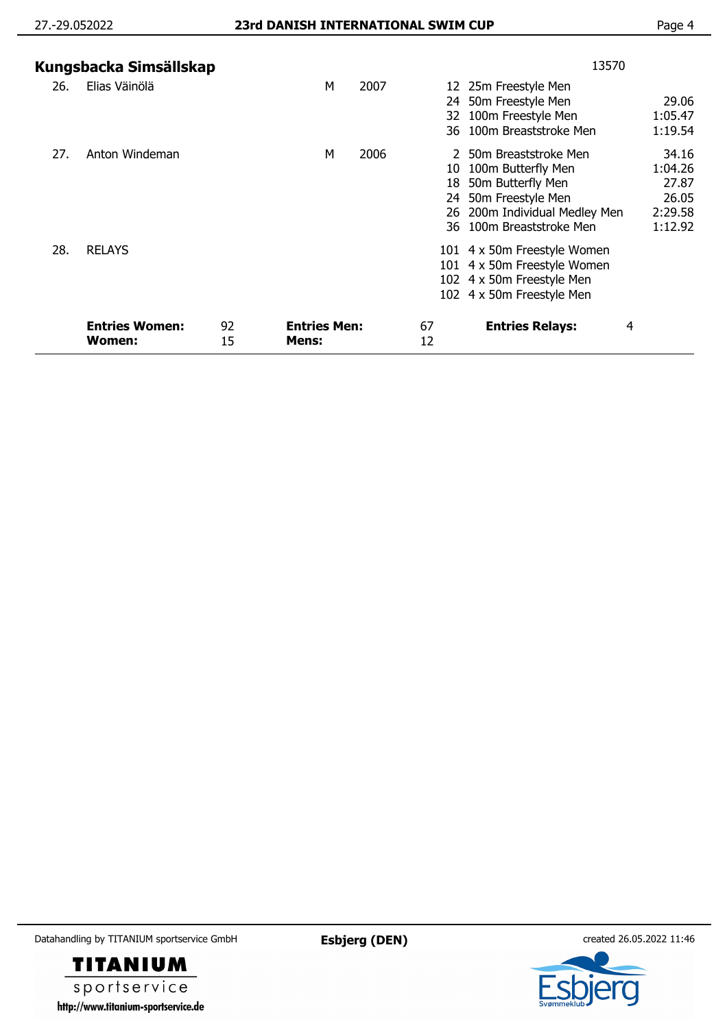## Kungsbacka Simsällskap

13570

| | | | | | | |
|---|---|---|---|---|---|---|
| 26. | Elias Väinölä | M | 2007 | 12 | 25m Freestyle Men | |
| | | | | 24 | 50m Freestyle Men | 29.06 |
| | | | | 32 | 100m Freestyle Men | 1:05.47 |
| | | | | 36 | 100m Breaststroke Men | 1:19.54 |
| 27. | Anton Windeman | M | 2006 | 2 | 50m Breaststroke Men | 34.16 |
| | | | | 10 | 100m Butterfly Men | 1:04.26 |
| | | | | 18 | 50m Butterfly Men | 27.87 |
| | | | | 24 | 50m Freestyle Men | 26.05 |
| | | | | 26 | 200m Individual Medley Men | 2:29.58 |
| | | | | 36 | 100m Breaststroke Men | 1:12.92 |
| 28. | RELAYS | | | 101 | 4 x 50m Freestyle Women | |
| | | | | 101 | 4 x 50m Freestyle Women | |
| | | | | 102 | 4 x 50m Freestyle Men | |
| | | | | 102 | 4 x 50m Freestyle Men | |

| | | | | | |
|---|---|---|---|---|---|
| **Entries Women:** | 92 | **Entries Men:** | 67 | **Entries Relays:** | 4 |
| **Women:** | 15 | **Mens:** | 12 | | |